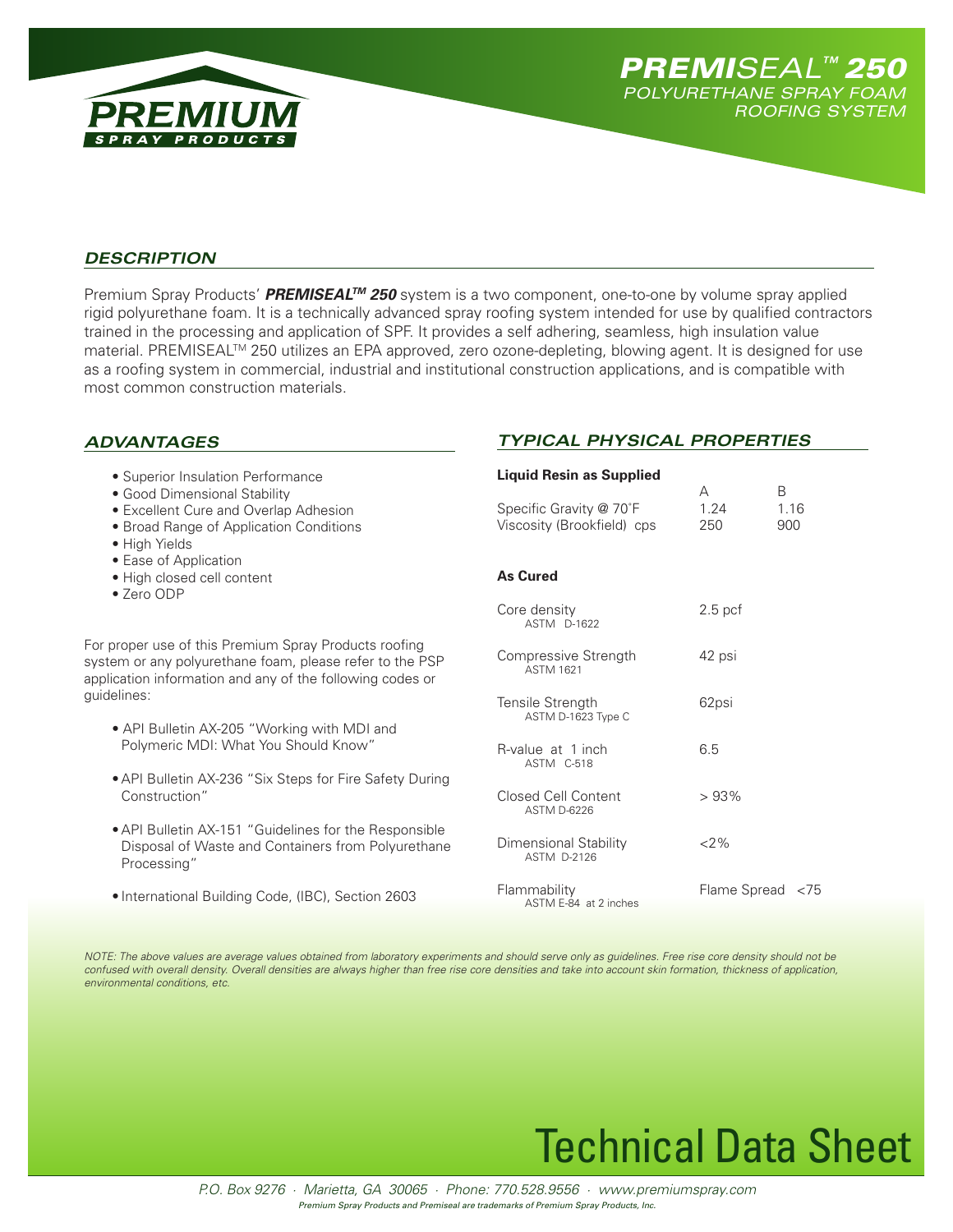PREMIUM
SPRAY PRODUCTS

# PREMISEAL™ 250
## POLYURETHANE SPRAY FOAM ROOFING SYSTEM

### DESCRIPTION

Premium Spray Products' ***PREMISEAL™ 250*** system is a two component, one-to-one by volume spray applied rigid polyurethane foam. It is a technically advanced spray roofing system intended for use by qualified contractors trained in the processing and application of SPF. It provides a self adhering, seamless, high insulation value material. PREMISEAL™ 250 utilizes an EPA approved, zero ozone-depleting, blowing agent. It is designed for use as a roofing system in commercial, industrial and institutional construction applications, and is compatible with most common construction materials.

### ADVANTAGES

- Superior Insulation Performance
- Good Dimensional Stability
- Excellent Cure and Overlap Adhesion
- Broad Range of Application Conditions
- High Yields
- Ease of Application
- High closed cell content
- Zero ODP

For proper use of this Premium Spray Products roofing system or any polyurethane foam, please refer to the PSP application information and any of the following codes or guidelines:

- API Bulletin AX-205 "Working with MDI and Polymeric MDI: What You Should Know"
- API Bulletin AX-236 "Six Steps for Fire Safety During Construction"
- API Bulletin AX-151 "Guidelines for the Responsible Disposal of Waste and Containers from Polyurethane Processing"
- International Building Code, (IBC), Section 2603

### TYPICAL PHYSICAL PROPERTIES

**Liquid Resin as Supplied**

| | A | B |
|---|---|---|
| Specific Gravity @ 70˚F | 1.24 | 1.16 |
| Viscosity (Brookfield) cps | 250 | 900 |

**As Cured**

| Property | Value |
|---|---|
| Core density (ASTM D-1622) | 2.5 pcf |
| Compressive Strength (ASTM 1621) | 42 psi |
| Tensile Strength (ASTM D-1623 Type C) | 62psi |
| R-value at 1 inch (ASTM C-518) | 6.5 |
| Closed Cell Content (ASTM D-6226) | > 93% |
| Dimensional Stability (ASTM D-2126) | <2% |
| Flammability (ASTM E-84 at 2 inches) | Flame Spread <75 |

*NOTE: The above values are average values obtained from laboratory experiments and should serve only as guidelines. Free rise core density should not be confused with overall density. Overall densities are always higher than free rise core densities and take into account skin formation, thickness of application, environmental conditions, etc.*

# Technical Data Sheet

*P.O. Box 9276 · Marietta, GA 30065 · Phone: 770.528.9556 · www.premiumspray.com*

*Premium Spray Products and Premiseal are trademarks of Premium Spray Products, Inc.*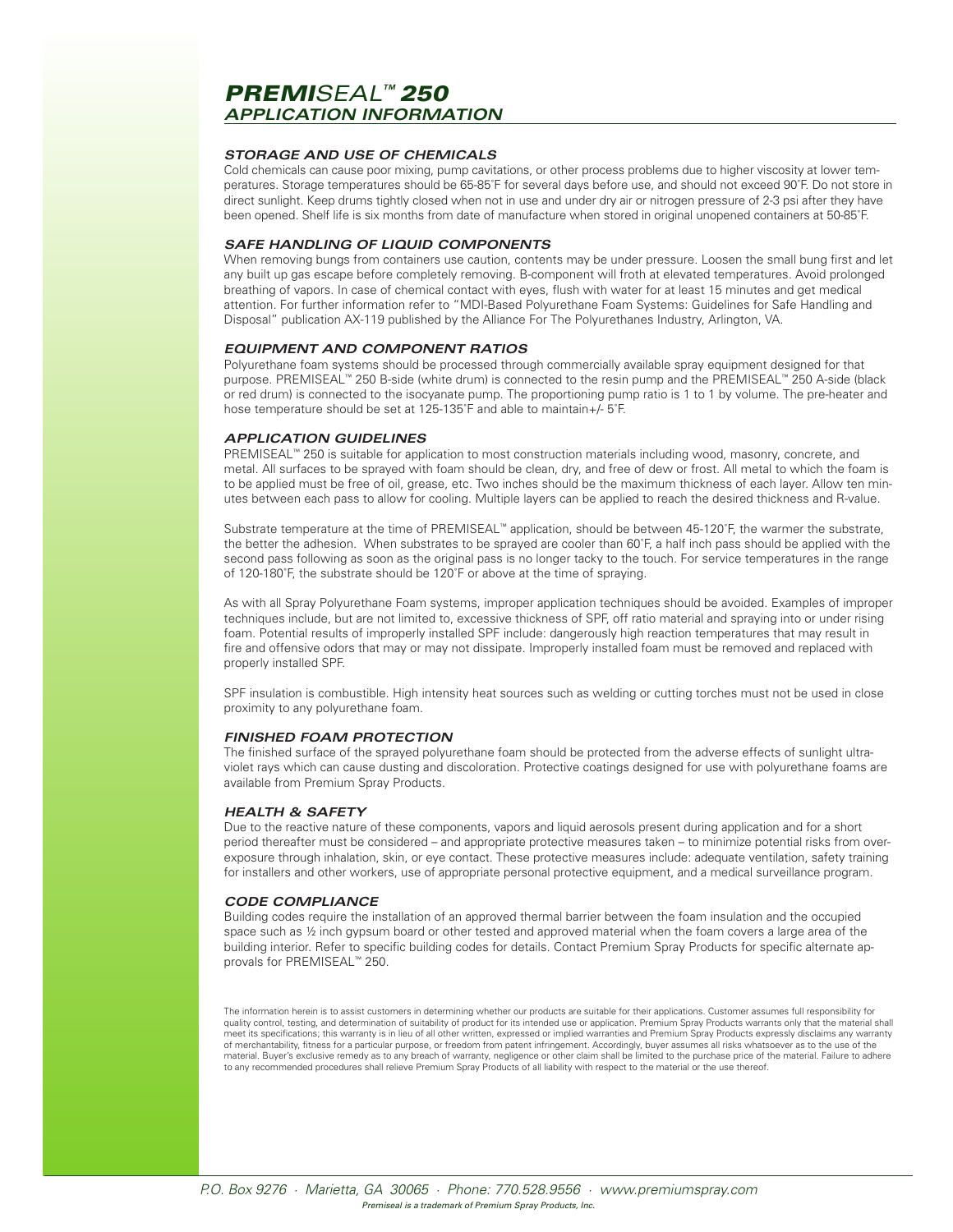# *PREMISEAL™ 250*
## *APPLICATION INFORMATION*

### *STORAGE AND USE OF CHEMICALS*

Cold chemicals can cause poor mixing, pump cavitations, or other process problems due to higher viscosity at lower temperatures. Storage temperatures should be 65-85˚F for several days before use, and should not exceed 90˚F. Do not store in direct sunlight. Keep drums tightly closed when not in use and under dry air or nitrogen pressure of 2-3 psi after they have been opened. Shelf life is six months from date of manufacture when stored in original unopened containers at 50-85˚F.

### *SAFE HANDLING OF LIQUID COMPONENTS*

When removing bungs from containers use caution, contents may be under pressure. Loosen the small bung first and let any built up gas escape before completely removing. B-component will froth at elevated temperatures. Avoid prolonged breathing of vapors. In case of chemical contact with eyes, flush with water for at least 15 minutes and get medical attention. For further information refer to "MDI-Based Polyurethane Foam Systems: Guidelines for Safe Handling and Disposal" publication AX-119 published by the Alliance For The Polyurethanes Industry, Arlington, VA.

### *EQUIPMENT AND COMPONENT RATIOS*

Polyurethane foam systems should be processed through commercially available spray equipment designed for that purpose. PREMISEAL™ 250 B-side (white drum) is connected to the resin pump and the PREMISEAL™ 250 A-side (black or red drum) is connected to the isocyanate pump. The proportioning pump ratio is 1 to 1 by volume. The pre-heater and hose temperature should be set at 125-135˚F and able to maintain+/- 5˚F.

### *APPLICATION GUIDELINES*

PREMISEAL™ 250 is suitable for application to most construction materials including wood, masonry, concrete, and metal. All surfaces to be sprayed with foam should be clean, dry, and free of dew or frost. All metal to which the foam is to be applied must be free of oil, grease, etc. Two inches should be the maximum thickness of each layer. Allow ten minutes between each pass to allow for cooling. Multiple layers can be applied to reach the desired thickness and R-value.

Substrate temperature at the time of PREMISEAL™ application, should be between 45-120˚F, the warmer the substrate, the better the adhesion. When substrates to be sprayed are cooler than 60˚F, a half inch pass should be applied with the second pass following as soon as the original pass is no longer tacky to the touch. For service temperatures in the range of 120-180˚F, the substrate should be 120˚F or above at the time of spraying.

As with all Spray Polyurethane Foam systems, improper application techniques should be avoided. Examples of improper techniques include, but are not limited to, excessive thickness of SPF, off ratio material and spraying into or under rising foam. Potential results of improperly installed SPF include: dangerously high reaction temperatures that may result in fire and offensive odors that may or may not dissipate. Improperly installed foam must be removed and replaced with properly installed SPF.

SPF insulation is combustible. High intensity heat sources such as welding or cutting torches must not be used in close proximity to any polyurethane foam.

### *FINISHED FOAM PROTECTION*

The finished surface of the sprayed polyurethane foam should be protected from the adverse effects of sunlight ultraviolet rays which can cause dusting and discoloration. Protective coatings designed for use with polyurethane foams are available from Premium Spray Products.

### *HEALTH & SAFETY*

Due to the reactive nature of these components, vapors and liquid aerosols present during application and for a short period thereafter must be considered – and appropriate protective measures taken – to minimize potential risks from overexposure through inhalation, skin, or eye contact. These protective measures include: adequate ventilation, safety training for installers and other workers, use of appropriate personal protective equipment, and a medical surveillance program.

### *CODE COMPLIANCE*

Building codes require the installation of an approved thermal barrier between the foam insulation and the occupied space such as ½ inch gypsum board or other tested and approved material when the foam covers a large area of the building interior. Refer to specific building codes for details. Contact Premium Spray Products for specific alternate approvals for PREMISEAL™ 250.

The information herein is to assist customers in determining whether our products are suitable for their applications. Customer assumes full responsibility for quality control, testing, and determination of suitability of product for its intended use or application. Premium Spray Products warrants only that the material shall meet its specifications; this warranty is in lieu of all other written, expressed or implied warranties and Premium Spray Products expressly disclaims any warranty of merchantability, fitness for a particular purpose, or freedom from patent infringement. Accordingly, buyer assumes all risks whatsoever as to the use of the material. Buyer's exclusive remedy as to any breach of warranty, negligence or other claim shall be limited to the purchase price of the material. Failure to adhere to any recommended procedures shall relieve Premium Spray Products of all liability with respect to the material or the use thereof.

*P.O. Box 9276 · Marietta, GA 30065 · Phone: 770.528.9556 · www.premiumspray.com*

*Premiseal is a trademark of Premium Spray Products, Inc.*